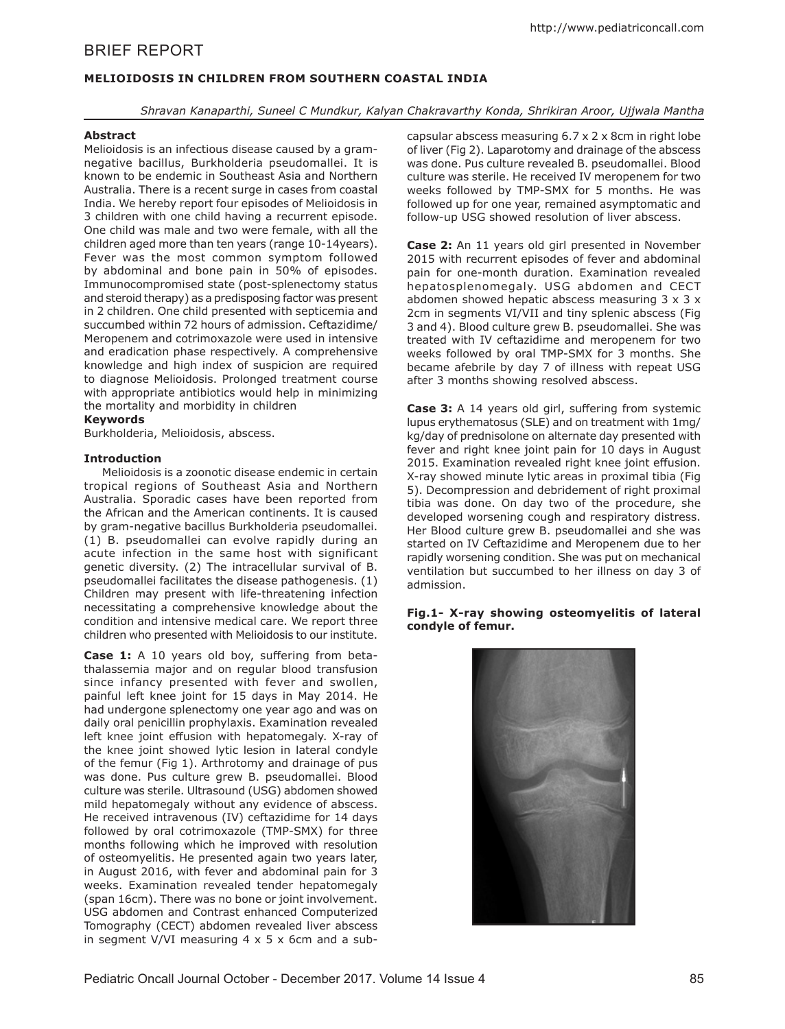# BRIEF REPORT

## MELIOIDOSIS IN CHILDREN FROM SOUTHERN COASTAL INDIA

*Shravan Kanaparthi, Suneel C Mundkur, Kalyan Chakravarthy Konda, Shrikiran Aroor, Ujjwala Mantha*

### Abstract

Melioidosis is an infectious disease caused by a gram-negative bacillus, Burkholderia pseudomallei. It is known to be endemic in Southeast Asia and Northern Australia. There is a recent surge in cases from coastal India. We hereby report four episodes of Melioidosis in 3 children with one child having a recurrent episode. One child was male and two were female, with all the children aged more than ten years (range 10-14years). Fever was the most common symptom followed by abdominal and bone pain in 50% of episodes. Immunocompromised state (post-splenectomy status and steroid therapy) as a predisposing factor was present in 2 children. One child presented with septicemia and succumbed within 72 hours of admission. Ceftazidime/ Meropenem and cotrimoxazole were used in intensive and eradication phase respectively. A comprehensive knowledge and high index of suspicion are required to diagnose Melioidosis. Prolonged treatment course with appropriate antibiotics would help in minimizing the mortality and morbidity in children

### Keywords

Burkholderia, Melioidosis, abscess.

### Introduction

Melioidosis is a zoonotic disease endemic in certain tropical regions of Southeast Asia and Northern Australia. Sporadic cases have been reported from the African and the American continents. It is caused by gram-negative bacillus Burkholderia pseudomallei. (1) B. pseudomallei can evolve rapidly during an acute infection in the same host with significant genetic diversity. (2) The intracellular survival of B. pseudomallei facilitates the disease pathogenesis. (1) Children may present with life-threatening infection necessitating a comprehensive knowledge about the condition and intensive medical care. We report three children who presented with Melioidosis to our institute.

**Case 1:** A 10 years old boy, suffering from beta-thalassemia major and on regular blood transfusion since infancy presented with fever and swollen, painful left knee joint for 15 days in May 2014. He had undergone splenectomy one year ago and was on daily oral penicillin prophylaxis. Examination revealed left knee joint effusion with hepatomegaly. X-ray of the knee joint showed lytic lesion in lateral condyle of the femur (Fig 1). Arthrotomy and drainage of pus was done. Pus culture grew B. pseudomallei. Blood culture was sterile. Ultrasound (USG) abdomen showed mild hepatomegaly without any evidence of abscess. He received intravenous (IV) ceftazidime for 14 days followed by oral cotrimoxazole (TMP-SMX) for three months following which he improved with resolution of osteomyelitis. He presented again two years later, in August 2016, with fever and abdominal pain for 3 weeks. Examination revealed tender hepatomegaly (span 16cm). There was no bone or joint involvement. USG abdomen and Contrast enhanced Computerized Tomography (CECT) abdomen revealed liver abscess in segment V/VI measuring 4 x 5 x 6cm and a sub-capsular abscess measuring 6.7 x 2 x 8cm in right lobe of liver (Fig 2). Laparotomy and drainage of the abscess was done. Pus culture revealed B. pseudomallei. Blood culture was sterile. He received IV meropenem for two weeks followed by TMP-SMX for 5 months. He was followed up for one year, remained asymptomatic and follow-up USG showed resolution of liver abscess.

**Case 2:** An 11 years old girl presented in November 2015 with recurrent episodes of fever and abdominal pain for one-month duration. Examination revealed hepatosplenomegaly. USG abdomen and CECT abdomen showed hepatic abscess measuring 3 x 3 x 2cm in segments VI/VII and tiny splenic abscess (Fig 3 and 4). Blood culture grew B. pseudomallei. She was treated with IV ceftazidime and meropenem for two weeks followed by oral TMP-SMX for 3 months. She became afebrile by day 7 of illness with repeat USG after 3 months showing resolved abscess.

**Case 3:** A 14 years old girl, suffering from systemic lupus erythematosus (SLE) and on treatment with 1mg/ kg/day of prednisolone on alternate day presented with fever and right knee joint pain for 10 days in August 2015. Examination revealed right knee joint effusion. X-ray showed minute lytic areas in proximal tibia (Fig 5). Decompression and debridement of right proximal tibia was done. On day two of the procedure, she developed worsening cough and respiratory distress. Her Blood culture grew B. pseudomallei and she was started on IV Ceftazidime and Meropenem due to her rapidly worsening condition. She was put on mechanical ventilation but succumbed to her illness on day 3 of admission.

**Fig.1- X-ray showing osteomyelitis of lateral condyle of femur.**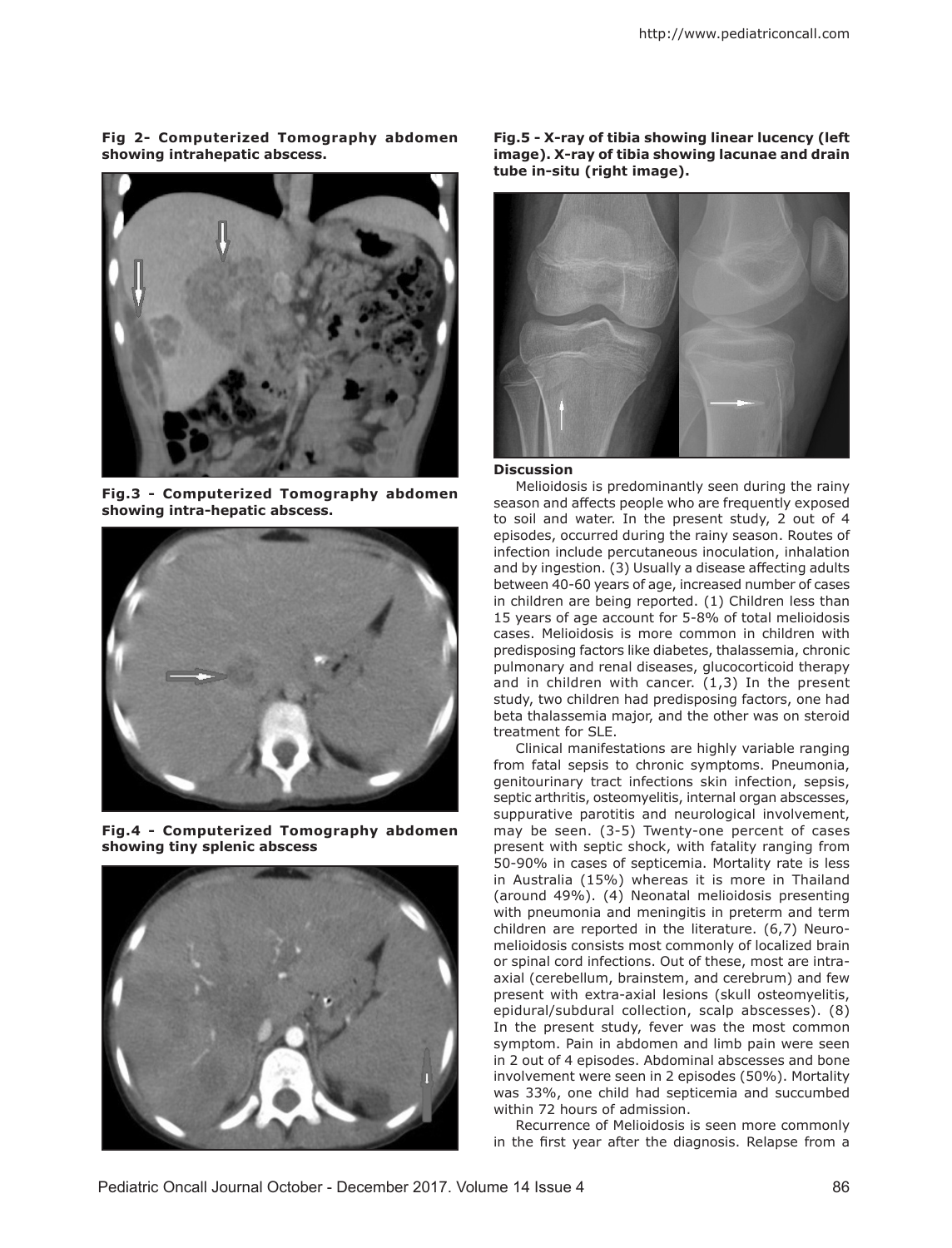**Fig 2- Computerized Tomography abdomen showing intrahepatic abscess.**

**Fig.3 - Computerized Tomography abdomen showing intra-hepatic abscess.**

**Fig.4 - Computerized Tomography abdomen showing tiny splenic abscess**

**Fig.5 - X-ray of tibia showing linear lucency (left image). X-ray of tibia showing lacunae and drain tube in-situ (right image).**

### Discussion

Melioidosis is predominantly seen during the rainy season and affects people who are frequently exposed to soil and water. In the present study, 2 out of 4 episodes, occurred during the rainy season. Routes of infection include percutaneous inoculation, inhalation and by ingestion. (3) Usually a disease affecting adults between 40-60 years of age, increased number of cases in children are being reported. (1) Children less than 15 years of age account for 5-8% of total melioidosis cases. Melioidosis is more common in children with predisposing factors like diabetes, thalassemia, chronic pulmonary and renal diseases, glucocorticoid therapy and in children with cancer. (1,3) In the present study, two children had predisposing factors, one had beta thalassemia major, and the other was on steroid treatment for SLE.

Clinical manifestations are highly variable ranging from fatal sepsis to chronic symptoms. Pneumonia, genitourinary tract infections skin infection, sepsis, septic arthritis, osteomyelitis, internal organ abscesses, suppurative parotitis and neurological involvement, may be seen. (3-5) Twenty-one percent of cases present with septic shock, with fatality ranging from 50-90% in cases of septicemia. Mortality rate is less in Australia (15%) whereas it is more in Thailand (around 49%). (4) Neonatal melioidosis presenting with pneumonia and meningitis in preterm and term children are reported in the literature. (6,7) Neuro-melioidosis consists most commonly of localized brain or spinal cord infections. Out of these, most are intra-axial (cerebellum, brainstem, and cerebrum) and few present with extra-axial lesions (skull osteomyelitis, epidural/subdural collection, scalp abscesses). (8) In the present study, fever was the most common symptom. Pain in abdomen and limb pain were seen in 2 out of 4 episodes. Abdominal abscesses and bone involvement were seen in 2 episodes (50%). Mortality was 33%, one child had septicemia and succumbed within 72 hours of admission.

Recurrence of Melioidosis is seen more commonly in the first year after the diagnosis. Relapse from a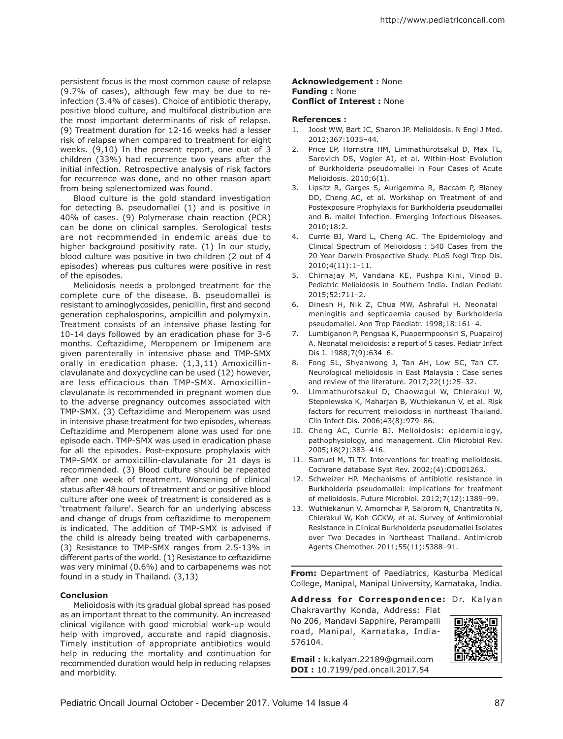persistent focus is the most common cause of relapse (9.7% of cases), although few may be due to re-infection (3.4% of cases). Choice of antibiotic therapy, positive blood culture, and multifocal distribution are the most important determinants of risk of relapse. (9) Treatment duration for 12-16 weeks had a lesser risk of relapse when compared to treatment for eight weeks. (9,10) In the present report, one out of 3 children (33%) had recurrence two years after the initial infection. Retrospective analysis of risk factors for recurrence was done, and no other reason apart from being splenectomized was found.

Blood culture is the gold standard investigation for detecting B. pseudomallei (1) and is positive in 40% of cases. (9) Polymerase chain reaction (PCR) can be done on clinical samples. Serological tests are not recommended in endemic areas due to higher background positivity rate. (1) In our study, blood culture was positive in two children (2 out of 4 episodes) whereas pus cultures were positive in rest of the episodes.

Melioidosis needs a prolonged treatment for the complete cure of the disease. B. pseudomallei is resistant to aminoglycosides, penicillin, first and second generation cephalosporins, ampicillin and polymyxin. Treatment consists of an intensive phase lasting for 10-14 days followed by an eradication phase for 3-6 months. Ceftazidime, Meropenem or Imipenem are given parenterally in intensive phase and TMP-SMX orally in eradication phase. (1,3,11) Amoxicillin-clavulanate and doxycycline can be used (12) however, are less efficacious than TMP-SMX. Amoxicillin-clavulanate is recommended in pregnant women due to the adverse pregnancy outcomes associated with TMP-SMX. (3) Ceftazidime and Meropenem was used in intensive phase treatment for two episodes, whereas Ceftazidime and Meropenem alone was used for one episode each. TMP-SMX was used in eradication phase for all the episodes. Post-exposure prophylaxis with TMP-SMX or amoxicillin-clavulanate for 21 days is recommended. (3) Blood culture should be repeated after one week of treatment. Worsening of clinical status after 48 hours of treatment and or positive blood culture after one week of treatment is considered as a 'treatment failure'. Search for an underlying abscess and change of drugs from ceftazidime to meropenem is indicated. The addition of TMP-SMX is advised if the child is already being treated with carbapenems. (3) Resistance to TMP-SMX ranges from 2.5-13% in different parts of the world. (1) Resistance to ceftazidime was very minimal (0.6%) and to carbapenems was not found in a study in Thailand. (3,13)

### Conclusion

Melioidosis with its gradual global spread has posed as an important threat to the community. An increased clinical vigilance with good microbial work-up would help with improved, accurate and rapid diagnosis. Timely institution of appropriate antibiotics would help in reducing the mortality and continuation for recommended duration would help in reducing relapses and morbidity.

**Acknowledgement :** None
**Funding :** None
**Conflict of Interest :** None

**References :**

1. Joost WW, Bart JC, Sharon JP. Melioidosis. N Engl J Med. 2012;367:1035–44.
2. Price EP, Hornstra HM, Limmathurotsakul D, Max TL, Sarovich DS, Vogler AJ, et al. Within-Host Evolution of Burkholderia pseudomallei in Four Cases of Acute Melioidosis. 2010;6(1).
3. Lipsitz R, Garges S, Aurigemma R, Baccam P, Blaney DD, Cheng AC, et al. Workshop on Treatment of and Postexposure Prophylaxis for Burkholderia pseudomallei and B. mallei Infection. Emerging Infectious Diseases. 2010;18:2.
4. Currie BJ, Ward L, Cheng AC. The Epidemiology and Clinical Spectrum of Melioidosis : 540 Cases from the 20 Year Darwin Prospective Study. PLoS Negl Trop Dis. 2010;4(11):1–11.
5. Chirnajay M, Vandana KE, Pushpa Kini, Vinod B. Pediatric Melioidosis in Southern India. Indian Pediatr. 2015;52:711–2.
6. Dinesh H, Nik Z, Chua MW, Ashraful H. Neonatal meningitis and septicaemia caused by Burkholderia pseudomallei. Ann Trop Paediatr. 1998;18:161–4.
7. Lumbiganon P, Pengsaa K, Puapermpoonsiri S, Puapairoj A. Neonatal melioidosis: a report of 5 cases. Pediatr Infect Dis J. 1988;7(9):634–6.
8. Fong SL, Shyanwong J, Tan AH, Low SC, Tan CT. Neurological melioidosis in East Malaysia : Case series and review of the literature. 2017;22(1):25–32.
9. Limmathurotsakul D, Chaowagul W, Chierakul W, Stepniewska K, Maharjan B, Wuthiekanun V, et al. Risk factors for recurrent melioidosis in northeast Thailand. Clin Infect Dis. 2006;43(8):979–86.
10. Cheng AC, Currie BJ. Melioidosis: epidemiology, pathophysiology, and management. Clin Microbiol Rev. 2005;18(2):383–416.
11. Samuel M, Ti TY. Interventions for treating melioidosis. Cochrane database Syst Rev. 2002;(4):CD001263.
12. Schweizer HP. Mechanisms of antibiotic resistance in Burkholderia pseudomallei: implications for treatment of melioidosis. Future Microbiol. 2012;7(12):1389–99.
13. Wuthiekanun V, Amornchai P, Saiprom N, Chantratita N, Chierakul W, Koh GCKW, et al. Survey of Antimicrobial Resistance in Clinical Burkholderia pseudomallei Isolates over Two Decades in Northeast Thailand. Antimicrob Agents Chemother. 2011;55(11):5388–91.

**From:** Department of Paediatrics, Kasturba Medical College, Manipal, Manipal University, Karnataka, India.

**Address for Correspondence:** Dr. Kalyan Chakravarthy Konda, Address: Flat No 206, Mandavi Sapphire, Perampalli road, Manipal, Karnataka, India-576104.

**Email :** k.kalyan.22189@gmail.com
**DOI :** 10.7199/ped.oncall.2017.54